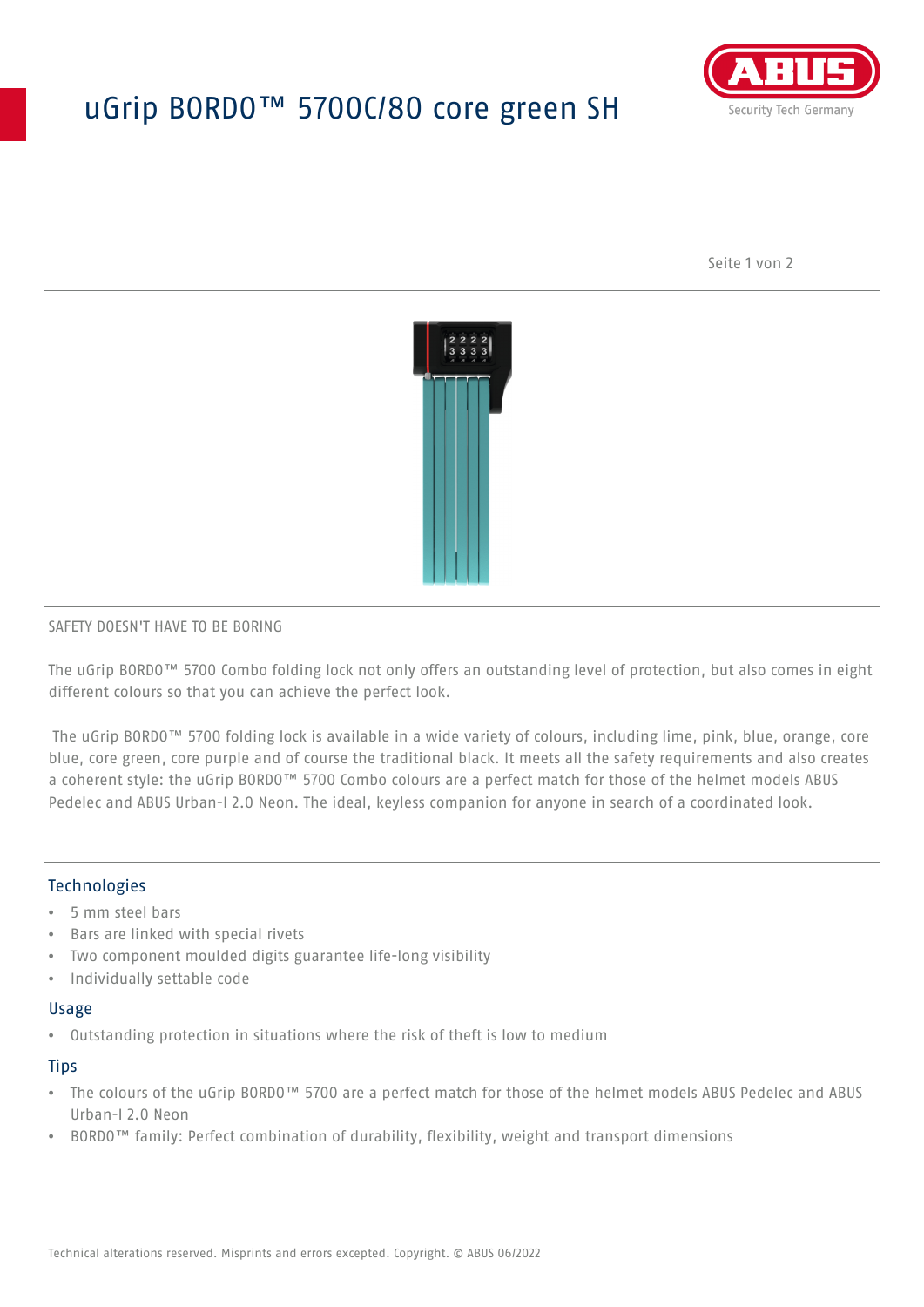# uGrip BORDO™ 5700C/80 core green SH

SAFETY DOESN'T HAVE TO BE BORING

The uGrip BORDO™ 5700 Combo folding lock not only offers an outstanding level of protection, but also comes in eight different colours so that you can achieve the perfect look.

The uGrip BORDO™ 5700 folding lock is available in a wide variety of colours, including lime, pink, blue, orange, core blue, core green, core purple and of course the traditional black. It meets all the safety requirements and also creates a coherent style: the uGrip BORDO™ 5700 Combo colours are a perfect match for those of the helmet models ABUS Pedelec and ABUS Urban-I 2.0 Neon. The ideal, keyless companion for anyone in search of a coordinated look.

## Technologies

- 5 mm steel bars
- Bars are linked with special rivets
- Two component moulded digits guarantee life-long visibility
- Individually settable code

## Usage

- Outstanding protection in situations where the risk of theft is low to medium

## Tips

- The colours of the uGrip BORDO™ 5700 are a perfect match for those of the helmet models ABUS Pedelec and ABUS Urban-I 2.0 Neon
- BORDO™ family: Perfect combination of durability, flexibility, weight and transport dimensions

Technical alterations reserved. Misprints and errors excepted. Copyright. © ABUS 06/2022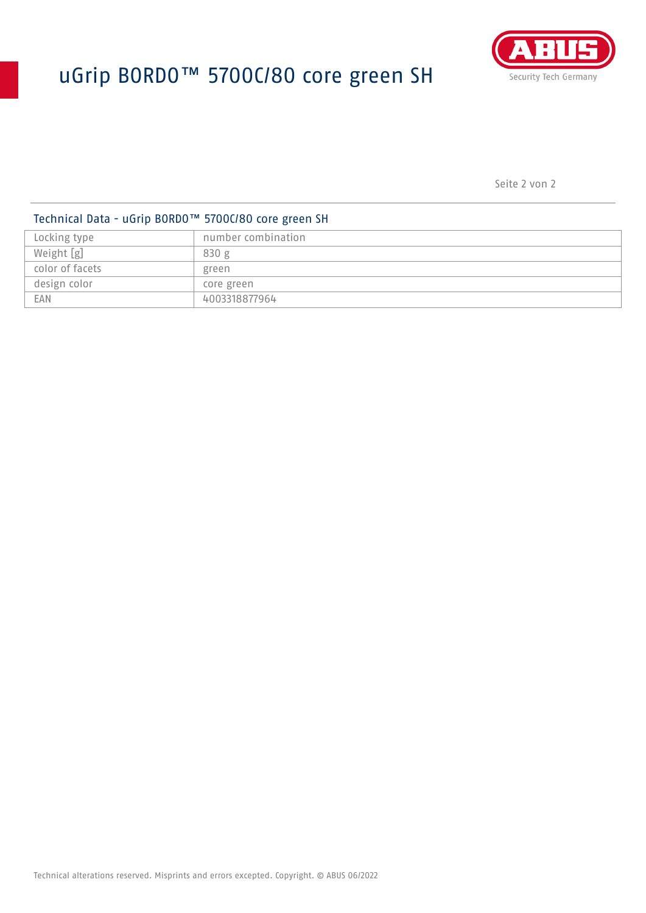# uGrip BORDO™ 5700C/80 core green SH

## Technical Data - uGrip BORDO™ 5700C/80 core green SH

| | |
|---|---|
| Locking type | number combination |
| Weight [g] | 830 g |
| color of facets | green |
| design color | core green |
| EAN | 4003318877964 |

Technical alterations reserved. Misprints and errors excepted. Copyright. © ABUS 06/2022